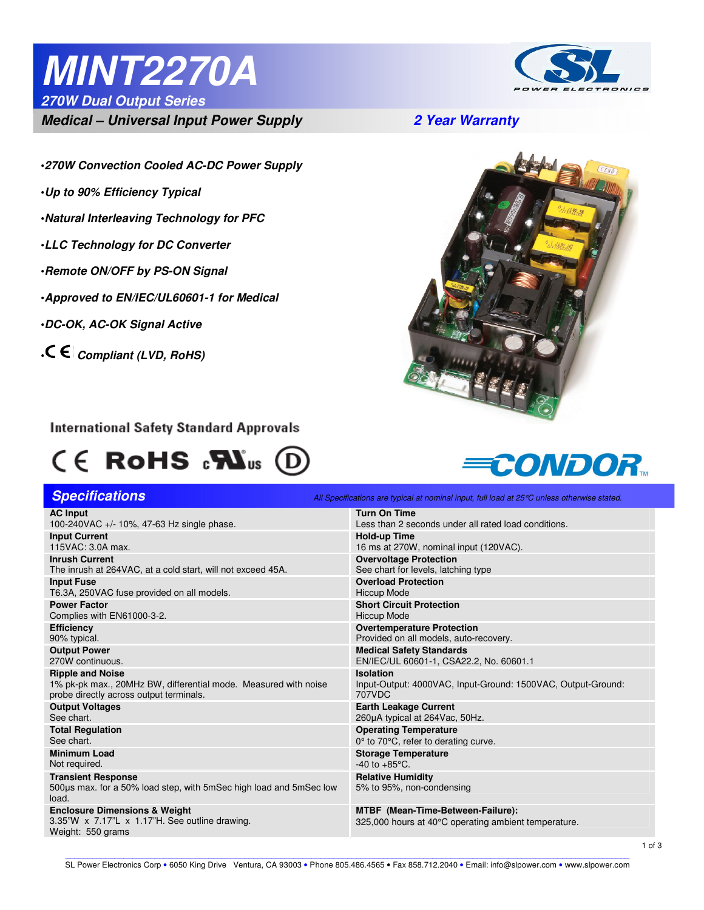# MINT2270A

**270W Dual Output Series**

**Medical – Universal Input Power Supply** — **2 Year Warranty**

- *270W Convection Cooled AC-DC Power Supply*
- *Up to 90% Efficiency Typical*
- *Natural Interleaving Technology for PFC*
- *LLC Technology for DC Converter*
- *Remote ON/OFF by PS-ON Signal*
- *Approved to EN/IEC/UL60601-1 for Medical*
- *DC-OK, AC-OK Signal Active*
- *CE Compliant (LVD, RoHS)*

**International Safety Standard Approvals**

## Specifications

*All Specifications are typical at nominal input, full load at 25°C unless otherwise stated.*

**AC Input**
100-240VAC +/- 10%, 47-63 Hz single phase.

**Input Current**
115VAC: 3.0A max.

**Inrush Current**
The inrush at 264VAC, at a cold start, will not exceed 45A.

**Input Fuse**
T6.3A, 250VAC fuse provided on all models.

**Power Factor**
Complies with EN61000-3-2.

**Efficiency**
90% typical.

**Output Power**
270W continuous.

**Ripple and Noise**
1% pk-pk max., 20MHz BW, differential mode. Measured with noise probe directly across output terminals.

**Output Voltages**
See chart.

**Total Regulation**
See chart.

**Minimum Load**
Not required.

**Transient Response**
500µs max. for a 50% load step, with 5mSec high load and 5mSec low load.

**Enclosure Dimensions & Weight**
3.35"W x 7.17"L x 1.17"H. See outline drawing.
Weight: 550 grams

**Turn On Time**
Less than 2 seconds under all rated load conditions.

**Hold-up Time**
16 ms at 270W, nominal input (120VAC).

**Overvoltage Protection**
See chart for levels, latching type

**Overload Protection**
Hiccup Mode

**Short Circuit Protection**
Hiccup Mode

**Overtemperature Protection**
Provided on all models, auto-recovery.

**Medical Safety Standards**
EN/IEC/UL 60601-1, CSA22.2, No. 60601.1

**Isolation**
Input-Output: 4000VAC, Input-Ground: 1500VAC, Output-Ground: 707VDC

**Earth Leakage Current**
260µA typical at 264Vac, 50Hz.

**Operating Temperature**
0° to 70°C, refer to derating curve.

**Storage Temperature**
-40 to +85°C.

**Relative Humidity**
5% to 95%, non-condensing

**MTBF (Mean-Time-Between-Failure):**
325,000 hours at 40°C operating ambient temperature.

SL Power Electronics Corp • 6050 King Drive Ventura, CA 93003 • Phone 805.486.4565 • Fax 858.712.2040 • Email: info@slpower.com • www.slpower.com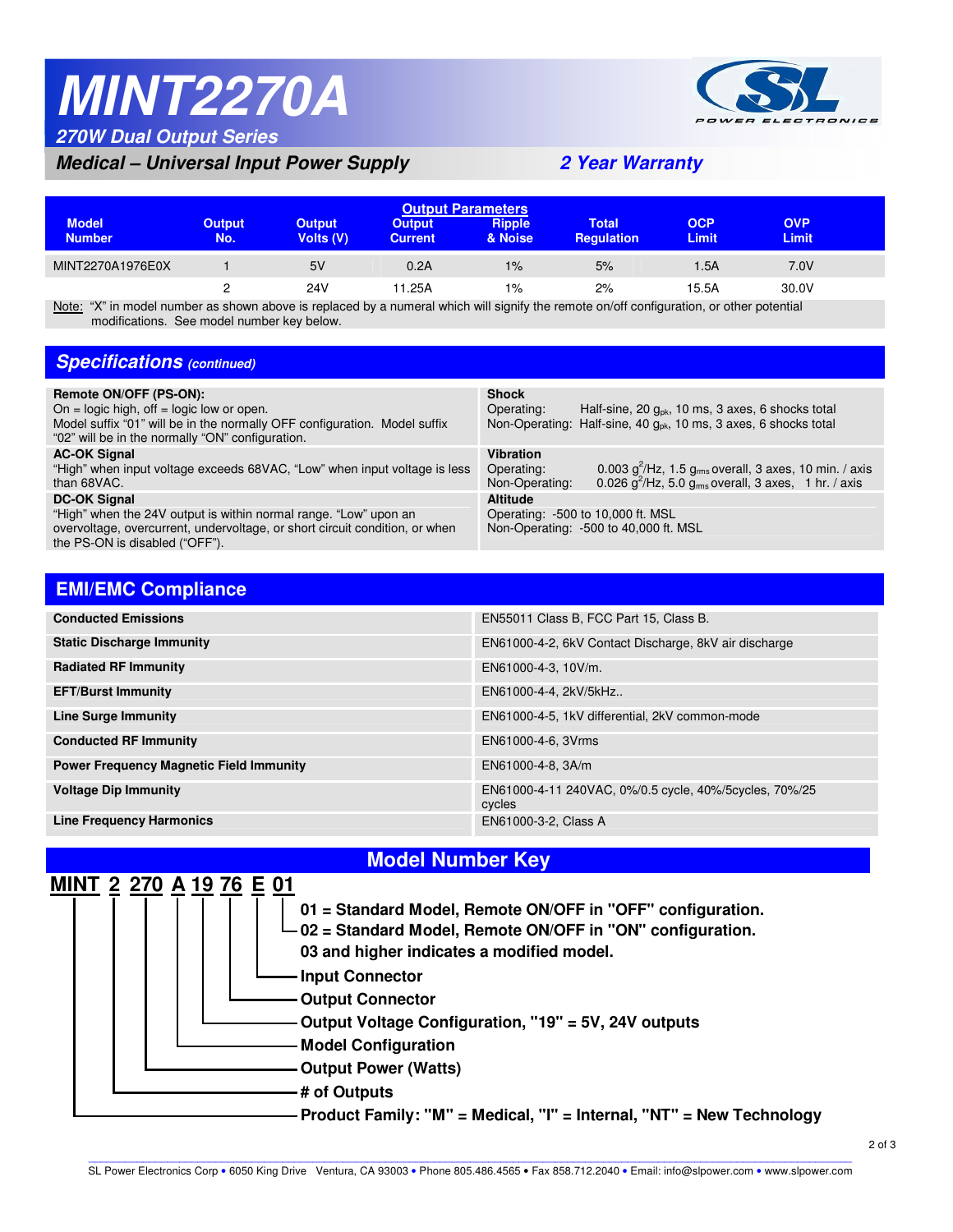# MINT2270A

## 270W Dual Output Series

### Medical – Universal Input Power Supply

**2 Year Warranty**

| Model Number | Output No. | Output Volts (V) | Output Current | Ripple & Noise | Total Regulation | OCP Limit | OVP Limit |
|---|---|---|---|---|---|---|---|
| MINT2270A1976E0X | 1 | 5V | 0.2A | 1% | 5% | 1.5A | 7.0V |
| | 2 | 24V | 11.25A | 1% | 2% | 15.5A | 30.0V |

Note: "X" in model number as shown above is replaced by a numeral which will signify the remote on/off configuration, or other potential modifications. See model number key below.

## Specifications *(continued)*

**Remote ON/OFF (PS-ON):**
On = logic high, off = logic low or open.
Model suffix "01" will be in the normally OFF configuration. Model suffix "02" will be in the normally "ON" configuration.

**AC-OK Signal**
"High" when input voltage exceeds 68VAC, "Low" when input voltage is less than 68VAC.

**DC-OK Signal**
"High" when the 24V output is within normal range. "Low" upon an overvoltage, overcurrent, undervoltage, or short circuit condition, or when the PS-ON is disabled ("OFF").

**Shock**
Operating: Half-sine, 20 $g_{pk}$, 10 ms, 3 axes, 6 shocks total
Non-Operating: Half-sine, 40 $g_{pk}$, 10 ms, 3 axes, 6 shocks total

**Vibration**
Operating: 0.003 $g^2$/Hz, 1.5 $g_{rms}$ overall, 3 axes, 10 min. / axis
Non-Operating: 0.026 $g^2$/Hz, 5.0 $g_{rms}$ overall, 3 axes, 1 hr. / axis

**Altitude**
Operating: -500 to 10,000 ft. MSL
Non-Operating: -500 to 40,000 ft. MSL

## EMI/EMC Compliance

| | |
|---|---|
| **Conducted Emissions** | EN55011 Class B, FCC Part 15, Class B. |
| **Static Discharge Immunity** | EN61000-4-2, 6kV Contact Discharge, 8kV air discharge |
| **Radiated RF Immunity** | EN61000-4-3, 10V/m. |
| **EFT/Burst Immunity** | EN61000-4-4, 2kV/5kHz.. |
| **Line Surge Immunity** | EN61000-4-5, 1kV differential, 2kV common-mode |
| **Conducted RF Immunity** | EN61000-4-6, 3Vrms |
| **Power Frequency Magnetic Field Immunity** | EN61000-4-8, 3A/m |
| **Voltage Dip Immunity** | EN61000-4-11 240VAC, 0%/0.5 cycle, 40%/5cycles, 70%/25 cycles |
| **Line Frequency Harmonics** | EN61000-3-2, Class A |

## Model Number Key

**MINT 2 270 A 19 76 E 01**

- **01 = Standard Model, Remote ON/OFF in "OFF" configuration.**
- **02 = Standard Model, Remote ON/OFF in "ON" configuration.**
- **03 and higher indicates a modified model.**
- **E – Input Connector**
- **76 – Output Connector**
- **19 – Output Voltage Configuration, "19" = 5V, 24V outputs**
- **A – Model Configuration**
- **270 – Output Power (Watts)**
- **2 – # of Outputs**
- **MINT – Product Family: "M" = Medical, "I" = Internal, "NT" = New Technology**

SL Power Electronics Corp • 6050 King Drive Ventura, CA 93003 • Phone 805.486.4565 • Fax 858.712.2040 • Email: info@slpower.com • www.slpower.com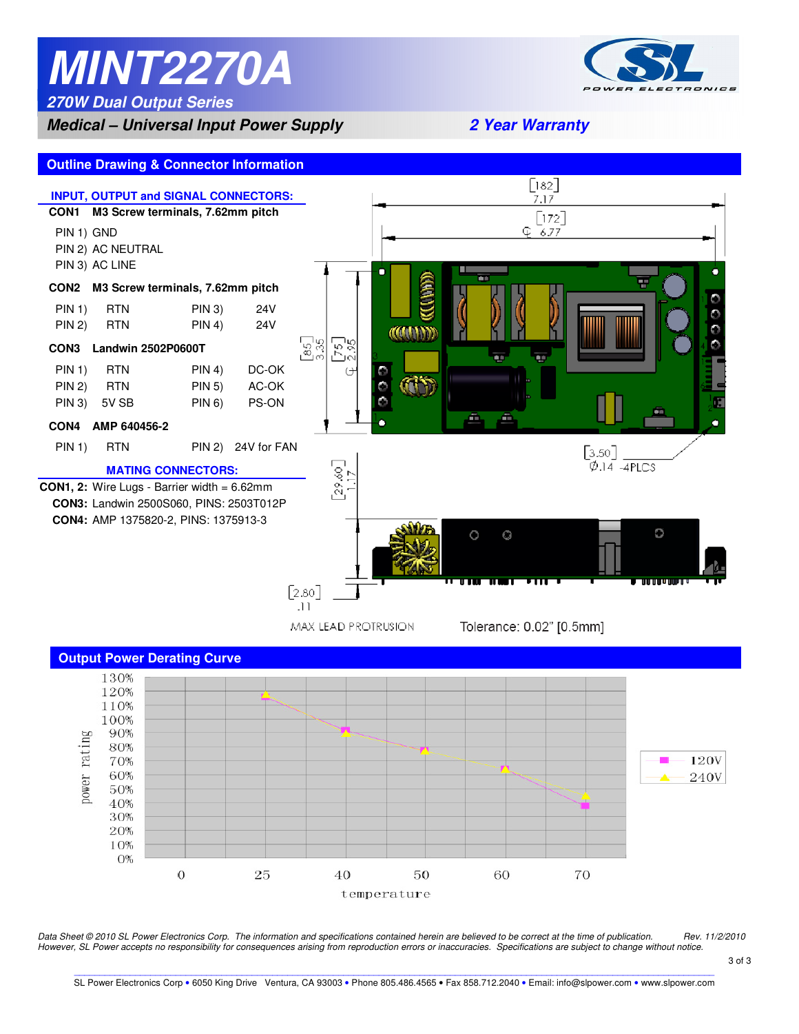# MINT2270A

*270W Dual Output Series*

*Medical – Universal Input Power Supply*

*2 Year Warranty*

## Outline Drawing & Connector Information

### INPUT, OUTPUT and SIGNAL CONNECTORS:

**CON1 M3 Screw terminals, 7.62mm pitch**

PIN 1) GND
PIN 2) AC NEUTRAL
PIN 3) AC LINE

**CON2 M3 Screw terminals, 7.62mm pitch**

| | | | |
|---|---|---|---|
| PIN 1) | RTN | PIN 3) | 24V |
| PIN 2) | RTN | PIN 4) | 24V |

**CON3 Landwin 2502P0600T**

| | | | |
|---|---|---|---|
| PIN 1) | RTN | PIN 4) | DC-OK |
| PIN 2) | RTN | PIN 5) | AC-OK |
| PIN 3) | 5V SB | PIN 6) | PS-ON |

**CON4 AMP 640456-2**

| | | | |
|---|---|---|---|
| PIN 1) | RTN | PIN 2) | 24V for FAN |

### MATING CONNECTORS:

**CON1, 2:** Wire Lugs - Barrier width = 6.62mm
**CON3:** Landwin 2500S060, PINS: 2503T012P
**CON4:** AMP 1375820-2, PINS: 1375913-3

[182]
7.17
[172]
6.77
[85]
3.35
[75]
2.95
[3.50]
Ø.14 -4PLCS
[29.60]
1.17
[2.80]
.11
MAX LEAD PROTRUSION

Tolerance: 0.02" [0.5mm]

## Output Power Derating Curve

power rating
130%
120%
110%
100%
90%
80%
70%
60%
50%
40%
30%
20%
10%
0%

0
25
40
50
60
70
temperature

120V
240V

*Data Sheet © 2010 SL Power Electronics Corp. The information and specifications contained herein are believed to be correct at the time of publication. Rev. 11/2/2010*
*However, SL Power accepts no responsibility for consequences arising from reproduction errors or inaccuracies. Specifications are subject to change without notice.*

SL Power Electronics Corp • 6050 King Drive Ventura, CA 93003 • Phone 805.486.4565 • Fax 858.712.2040 • Email: info@slpower.com • www.slpower.com